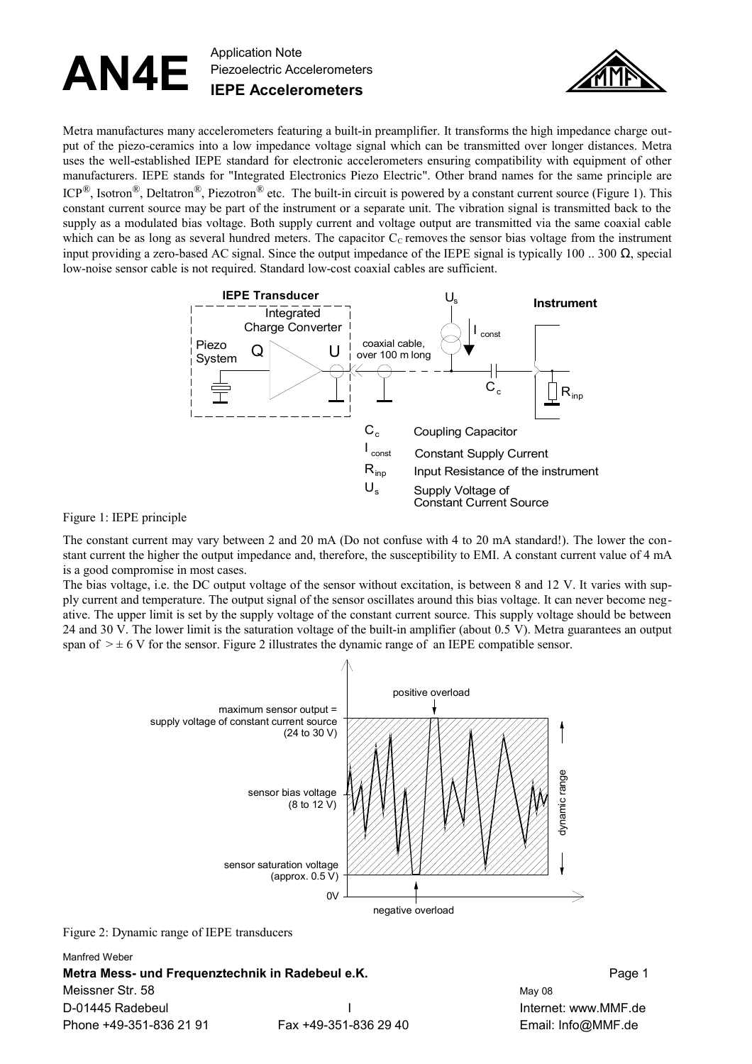# AN4E

Application Note
Piezoelectric Accelerometers
**IEPE Accelerometers**

Metra manufactures many accelerometers featuring a built-in preamplifier. It transforms the high impedance charge output of the piezo-ceramics into a low impedance voltage signal which can be transmitted over longer distances. Metra uses the well-established IEPE standard for electronic accelerometers ensuring compatibility with equipment of other manufacturers. IEPE stands for "Integrated Electronics Piezo Electric". Other brand names for the same principle are ICP®, Isotron®, Deltatron®, Piezotron® etc. The built-in circuit is powered by a constant current source (Figure 1). This constant current source may be part of the instrument or a separate unit. The vibration signal is transmitted back to the supply as a modulated bias voltage. Both supply current and voltage output are transmitted via the same coaxial cable which can be as long as several hundred meters. The capacitor $C_C$ removes the sensor bias voltage from the instrument input providing a zero-based AC signal. Since the output impedance of the IEPE signal is typically 100 .. 300 Ω, special low-noise sensor cable is not required. Standard low-cost coaxial cables are sufficient.

IEPE Transducer
Integrated Charge Converter
Piezo System
Q
U
coaxial cable, over 100 m long
$U_s$
$I_{const}$
$C_c$
Instrument
$R_{inp}$

$C_c$ Coupling Capacitor
$I_{const}$ Constant Supply Current
$R_{inp}$ Input Resistance of the instrument
$U_s$ Supply Voltage of Constant Current Source

Figure 1: IEPE principle

The constant current may vary between 2 and 20 mA (Do not confuse with 4 to 20 mA standard!). The lower the constant current the higher the output impedance and, therefore, the susceptibility to EMI. A constant current value of 4 mA is a good compromise in most cases.

The bias voltage, i.e. the DC output voltage of the sensor without excitation, is between 8 and 12 V. It varies with supply current and temperature. The output signal of the sensor oscillates around this bias voltage. It can never become negative. The upper limit is set by the supply voltage of the constant current source. This supply voltage should be between 24 and 30 V. The lower limit is the saturation voltage of the built-in amplifier (about 0.5 V). Metra guarantees an output span of $> \pm 6$ V for the sensor. Figure 2 illustrates the dynamic range of an IEPE compatible sensor.

positive overload
maximum sensor output = supply voltage of constant current source (24 to 30 V)
sensor bias voltage (8 to 12 V)
sensor saturation voltage (approx. 0.5 V)
0V
negative overload
dynamic range

Figure 2: Dynamic range of IEPE transducers

Manfred Weber
**Metra Mess- und Frequenztechnik in Radebeul e.K.**
Meissner Str. 58
D-01445 Radebeul
Phone +49-351-836 21 91 Fax +49-351-836 29 40
May 08
Internet: www.MMF.de
Email: Info@MMF.de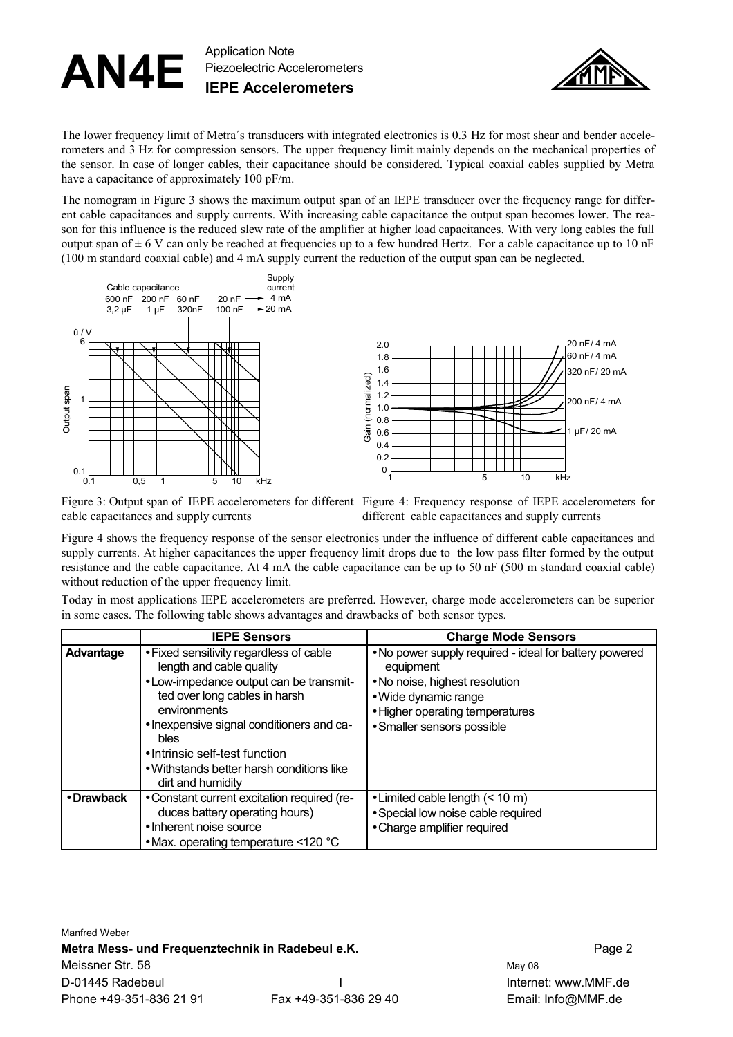The lower frequency limit of Metra´s transducers with integrated electronics is 0.3 Hz for most shear and bender accelerometers and 3 Hz for compression sensors. The upper frequency limit mainly depends on the mechanical properties of the sensor. In case of longer cables, their capacitance should be considered. Typical coaxial cables supplied by Metra have a capacitance of approximately 100 pF/m.

The nomogram in Figure 3 shows the maximum output span of an IEPE transducer over the frequency range for different cable capacitances and supply currents. With increasing cable capacitance the output span becomes lower. The reason for this influence is the reduced slew rate of the amplifier at higher load capacitances. With very long cables the full output span of ± 6 V can only be reached at frequencies up to a few hundred Hertz. For a cable capacitance up to 10 nF (100 m standard coaxial cable) and 4 mA supply current the reduction of the output span can be neglected.

Cable capacitance
Supply current
600 nF 200 nF 60 nF 20 nF → 4 mA
3,2 µF 1 µF 320nF 100 nF → 20 mA
û / V
6
1
0.1
Output span
0.1 0,5 1 5 10 kHz

Figure 3: Output span of IEPE accelerometers for different cable capacitances and supply currents

2.0
1.8
1.6
1.4
1.2
1.0
0.8
0.6
0.4
0.2
0
Gain (normalized)
1 5 10 kHz
20 nF / 4 mA
60 nF / 4 mA
320 nF / 20 mA
200 nF / 4 mA
1 µF / 20 mA

Figure 4: Frequency response of IEPE accelerometers for different cable capacitances and supply currents

Figure 4 shows the frequency response of the sensor electronics under the influence of different cable capacitances and supply currents. At higher capacitances the upper frequency limit drops due to the low pass filter formed by the output resistance and the cable capacitance. At 4 mA the cable capacitance can be up to 50 nF (500 m standard coaxial cable) without reduction of the upper frequency limit.

Today in most applications IEPE accelerometers are preferred. However, charge mode accelerometers can be superior in some cases. The following table shows advantages and drawbacks of both sensor types.

| | IEPE Sensors | Charge Mode Sensors |
|---|---|---|
| **Advantage** | • Fixed sensitivity regardless of cable length and cable quality<br>• Low-impedance output can be transmitted over long cables in harsh environments<br>• Inexpensive signal conditioners and cables<br>• Intrinsic self-test function<br>• Withstands better harsh conditions like dirt and humidity | • No power supply required - ideal for battery powered equipment<br>• No noise, highest resolution<br>• Wide dynamic range<br>• Higher operating temperatures<br>• Smaller sensors possible |
| **• Drawback** | • Constant current excitation required (reduces battery operating hours)<br>• Inherent noise source<br>• Max. operating temperature <120 °C | • Limited cable length (< 10 m)<br>• Special low noise cable required<br>• Charge amplifier required |

Manfred Weber
**Metra Mess- und Frequenztechnik in Radebeul e.K.**
Meissner Str. 58
D-01445 Radebeul
Phone +49-351-836 21 91 Fax +49-351-836 29 40
May 08
Internet: www.MMF.de
Email: Info@MMF.de